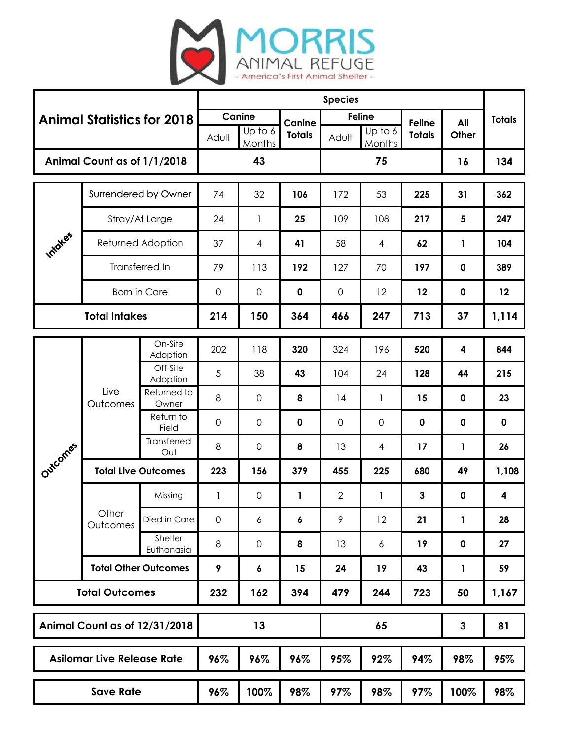# MORRIS ANIMAL REFUGE

- America's First Animal Shelter -

| Animal Statistics for 2018 | | | Canine | | Canine Totals | Feline | | Feline Totals | All Other | Totals |
|---|---|---|---|---|---|---|---|---|---|---|
| | | | Adult | Up to 6 Months | | Adult | Up to 6 Months | | | |
| Animal Count as of 1/1/2018 | | | 43 | | | 75 | | | 16 | 134 |
| Intakes | Surrendered by Owner | | 74 | 32 | 106 | 172 | 53 | 225 | 31 | 362 |
| Intakes | Stray/At Large | | 24 | 1 | 25 | 109 | 108 | 217 | 5 | 247 |
| Intakes | Returned Adoption | | 37 | 4 | 41 | 58 | 4 | 62 | 1 | 104 |
| Intakes | Transferred In | | 79 | 113 | 192 | 127 | 70 | 197 | 0 | 389 |
| Intakes | Born in Care | | 0 | 0 | 0 | 0 | 12 | 12 | 0 | 12 |
| **Total Intakes** | | | **214** | **150** | **364** | **466** | **247** | **713** | **37** | **1,114** |
| Outcomes | Live Outcomes | On-Site Adoption | 202 | 118 | 320 | 324 | 196 | 520 | 4 | 844 |
| Outcomes | Live Outcomes | Off-Site Adoption | 5 | 38 | 43 | 104 | 24 | 128 | 44 | 215 |
| Outcomes | Live Outcomes | Returned to Owner | 8 | 0 | 8 | 14 | 1 | 15 | 0 | 23 |
| Outcomes | Live Outcomes | Return to Field | 0 | 0 | 0 | 0 | 0 | 0 | 0 | 0 |
| Outcomes | Live Outcomes | Transferred Out | 8 | 0 | 8 | 13 | 4 | 17 | 1 | 26 |
| Outcomes | **Total Live Outcomes** | | **223** | **156** | **379** | **455** | **225** | **680** | **49** | **1,108** |
| Outcomes | Other Outcomes | Missing | 1 | 0 | 1 | 2 | 1 | 3 | 0 | 4 |
| Outcomes | Other Outcomes | Died in Care | 0 | 6 | 6 | 9 | 12 | 21 | 1 | 28 |
| Outcomes | Other Outcomes | Shelter Euthanasia | 8 | 0 | 8 | 13 | 6 | 19 | 0 | 27 |
| Outcomes | **Total Other Outcomes** | | **9** | **6** | **15** | **24** | **19** | **43** | **1** | **59** |
| **Total Outcomes** | | | **232** | **162** | **394** | **479** | **244** | **723** | **50** | **1,167** |
| Animal Count as of 12/31/2018 | | | 13 | | | 65 | | | 3 | 81 |
| Asilomar Live Release Rate | | | 96% | 96% | 96% | 95% | 92% | 94% | 98% | 95% |
| Save Rate | | | 96% | 100% | 98% | 97% | 98% | 97% | 100% | 98% |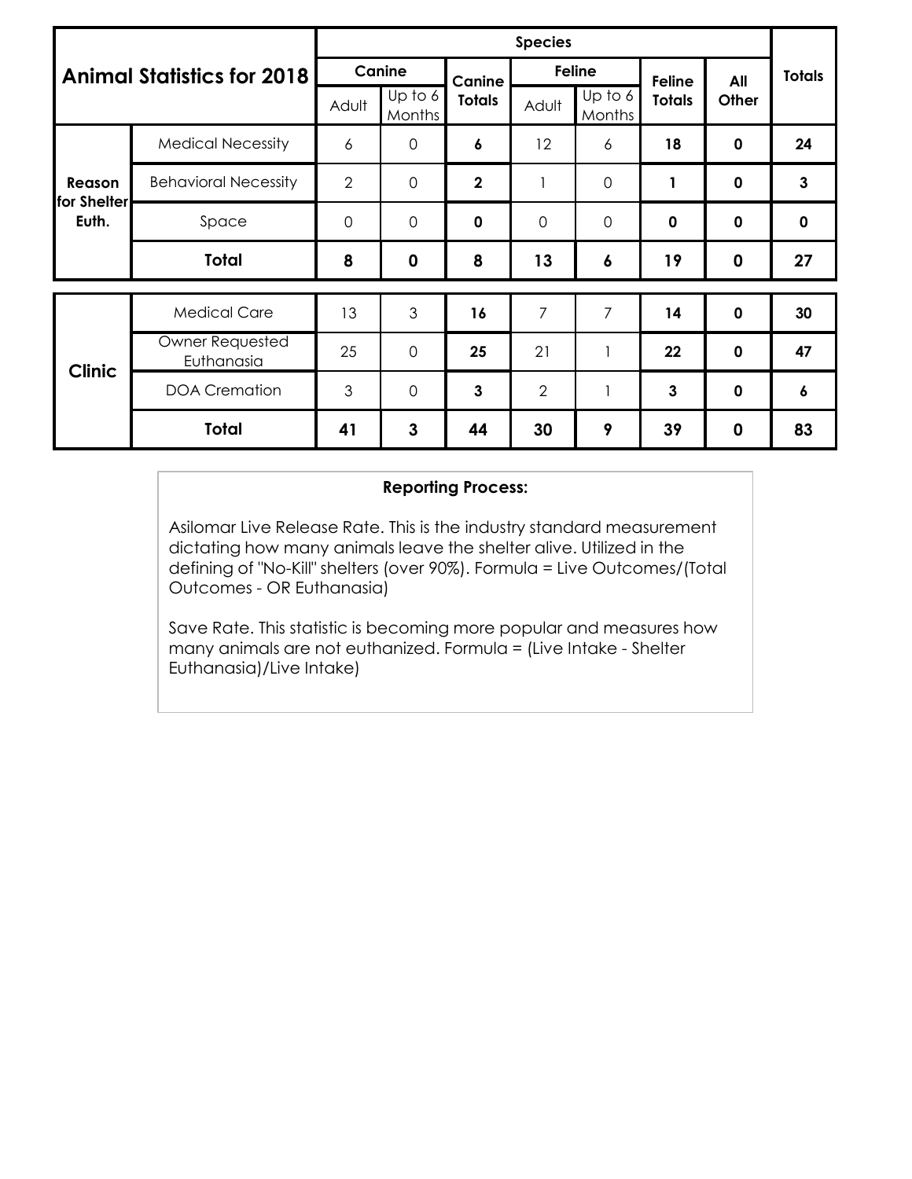| Animal Statistics for 2018 | | Species | | | | | | | |
|---|---|---|---|---|---|---|---|---|---|
| | | Canine | | Canine Totals | Feline | | Feline Totals | All Other | Totals |
| | | Adult | Up to 6 Months | | Adult | Up to 6 Months | | | |
| Reason for Shelter Euth. | Medical Necessity | 6 | 0 | **6** | 12 | 6 | **18** | **0** | **24** |
| | Behavioral Necessity | 2 | 0 | **2** | 1 | 0 | **1** | **0** | **3** |
| | Space | 0 | 0 | **0** | 0 | 0 | **0** | **0** | **0** |
| | **Total** | **8** | **0** | **8** | **13** | **6** | **19** | **0** | **27** |
| Clinic | Medical Care | 13 | 3 | **16** | 7 | 7 | **14** | **0** | **30** |
| | Owner Requested Euthanasia | 25 | 0 | **25** | 21 | 1 | **22** | **0** | **47** |
| | DOA Cremation | 3 | 0 | **3** | 2 | 1 | **3** | **0** | **6** |
| | **Total** | **41** | **3** | **44** | **30** | **9** | **39** | **0** | **83** |

**Reporting Process:**

Asilomar Live Release Rate. This is the industry standard measurement dictating how many animals leave the shelter alive. Utilized in the defining of "No-Kill" shelters (over 90%). Formula = Live Outcomes/(Total Outcomes - OR Euthanasia)

Save Rate. This statistic is becoming more popular and measures how many animals are not euthanized. Formula = (Live Intake - Shelter Euthanasia)/Live Intake)